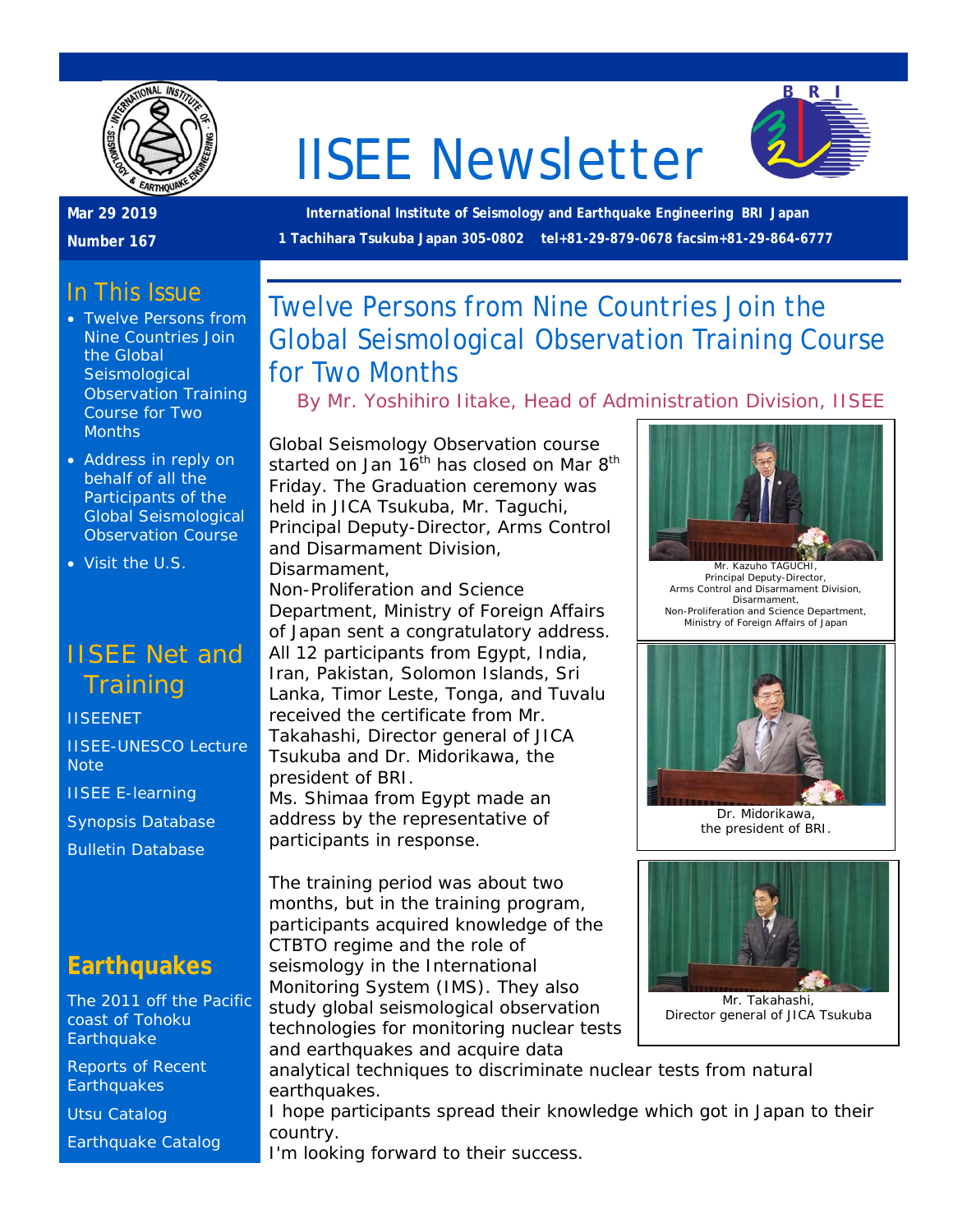# IISEE Newsletter

**Mar 29 2019**

**Number 167**

**International Institute of Seismology and Earthquake Engineering BRI Japan**

**1 Tachihara Tsukuba Japan 305-0802 tel+81-29-879-0678 facsim+81-29-864-6777**

## In This Issue

- Twelve Persons from Nine Countries Join the Global Seismological Observation Training Course for Two Months
- Address in reply on behalf of all the Participants of the Global Seismological Observation Course
- Visit the U.S.

## IISEE Net and Training

IISEENET

IISEE-UNESCO Lecture Note

IISEE E-learning

Synopsis Database

Bulletin Database

## Earthquakes

The 2011 off the Pacific coast of Tohoku Earthquake

Reports of Recent Earthquakes

Utsu Catalog

Earthquake Catalog

# Twelve Persons from Nine Countries Join the Global Seismological Observation Training Course for Two Months

By Mr. Yoshihiro Iitake, Head of Administration Division, IISEE

Global Seismology Observation course started on Jan 16th has closed on Mar 8th Friday. The Graduation ceremony was held in JICA Tsukuba, Mr. Taguchi, Principal Deputy-Director, Arms Control and Disarmament Division, Disarmament, Non-Proliferation and Science Department, Ministry of Foreign Affairs of Japan sent a congratulatory address. All 12 participants from Egypt, India, Iran, Pakistan, Solomon Islands, Sri Lanka, Timor Leste, Tonga, and Tuvalu received the certificate from Mr. Takahashi, Director general of JICA Tsukuba and Dr. Midorikawa, the president of BRI.
Ms. Shimaa from Egypt made an address by the representative of participants in response.

Mr. Kazuho TAGUCHI, Principal Deputy-Director, Arms Control and Disarmament Division, Disarmament, Non-Proliferation and Science Department, Ministry of Foreign Affairs of Japan

Dr. Midorikawa, the president of BRI.

Mr. Takahashi, Director general of JICA Tsukuba

The training period was about two months, but in the training program, participants acquired knowledge of the CTBTO regime and the role of seismology in the International Monitoring System (IMS). They also study global seismological observation technologies for monitoring nuclear tests and earthquakes and acquire data analytical techniques to discriminate nuclear tests from natural earthquakes.
I hope participants spread their knowledge which got in Japan to their country.
I'm looking forward to their success.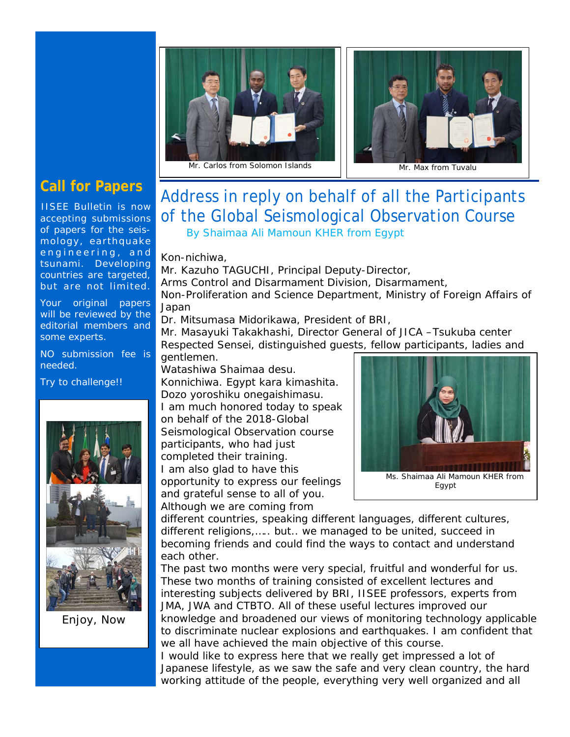Mr. Carlos from Solomon Islands

Mr. Max from Tuvalu

## Call for Papers

IISEE Bulletin is now accepting submissions of papers for the seismology, earthquake engineering, and tsunami. Developing countries are targeted, but are not limited.

Your original papers will be reviewed by the editorial members and some experts.

NO submission fee is needed.

Try to challenge!!

Enjoy, Now

# Address in reply on behalf of all the Participants of the Global Seismological Observation Course

By Shaimaa Ali Mamoun KHER from Egypt

Kon-nichiwa,
Mr. Kazuho TAGUCHI, Principal Deputy-Director,
Arms Control and Disarmament Division, Disarmament,
Non-Proliferation and Science Department, Ministry of Foreign Affairs of Japan
Dr. Mitsumasa Midorikawa, President of BRI,
Mr. Masayuki Takakhashi, Director General of JICA –Tsukuba center
Respected Sensei, distinguished guests, fellow participants, ladies and gentlemen.
Watashiwa Shaimaa desu.
Konnichiwa. Egypt kara kimashita.
Dozo yoroshiku onegaishimasu.
I am much honored today to speak on behalf of the 2018-Global Seismological Observation course participants, who had just completed their training.
I am also glad to have this opportunity to express our feelings and grateful sense to all of you.
Although we are coming from different countries, speaking different languages, different cultures, different religions,…… but.. we managed to be united, succeed in becoming friends and could find the ways to contact and understand each other.
The past two months were very special, fruitful and wonderful for us. These two months of training consisted of excellent lectures and interesting subjects delivered by BRI, IISEE professors, experts from JMA, JWA and CTBTO. All of these useful lectures improved our knowledge and broadened our views of monitoring technology applicable to discriminate nuclear explosions and earthquakes. I am confident that we all have achieved the main objective of this course.
I would like to express here that we really get impressed a lot of Japanese lifestyle, as we saw the safe and very clean country, the hard working attitude of the people, everything very well organized and all

Ms. Shaimaa Ali Mamoun KHER from Egypt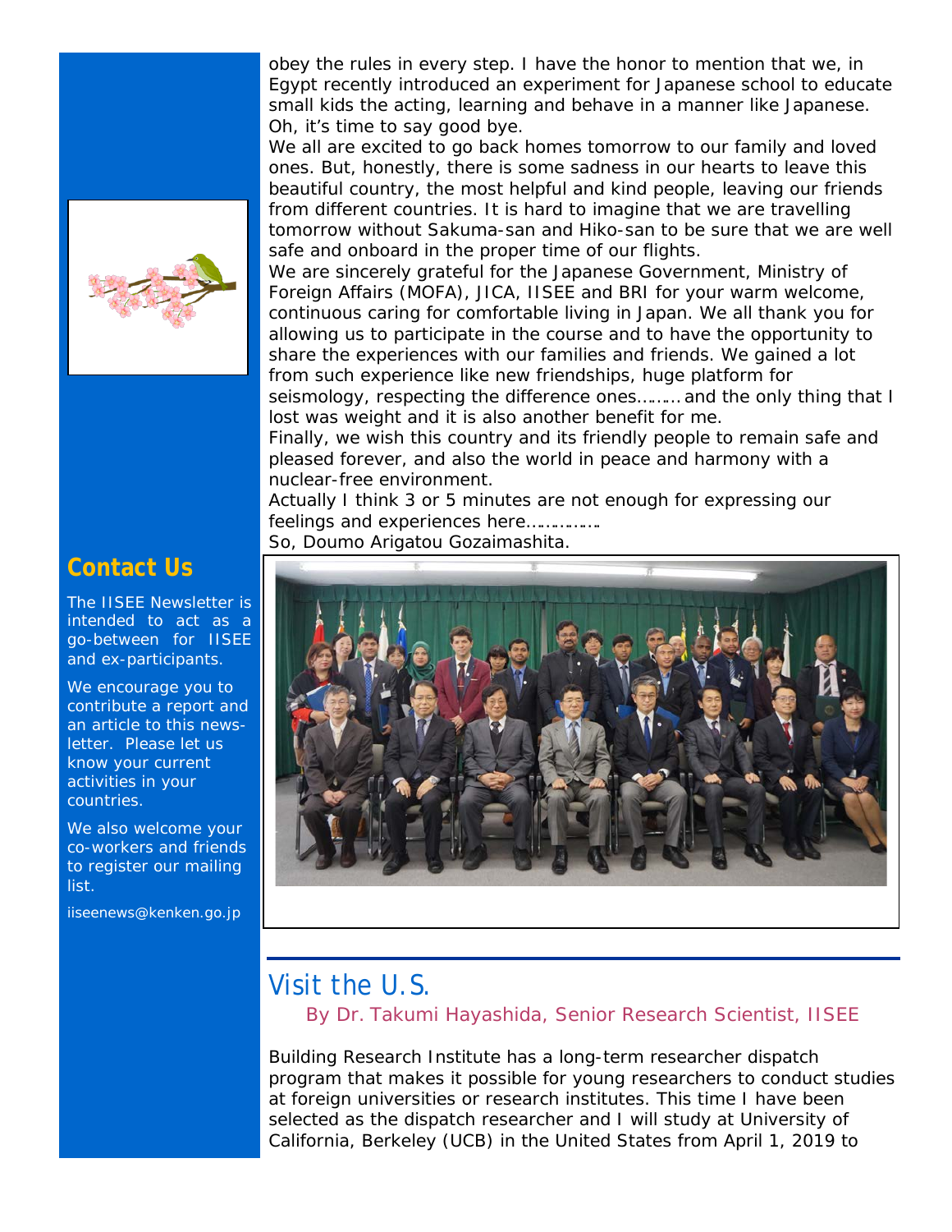obey the rules in every step. I have the honor to mention that we, in Egypt recently introduced an experiment for Japanese school to educate small kids the acting, learning and behave in a manner like Japanese. Oh, it's time to say good bye.

We all are excited to go back homes tomorrow to our family and loved ones. But, honestly, there is some sadness in our hearts to leave this beautiful country, the most helpful and kind people, leaving our friends from different countries. It is hard to imagine that we are travelling tomorrow without Sakuma-san and Hiko-san to be sure that we are well safe and onboard in the proper time of our flights.

We are sincerely grateful for the Japanese Government, Ministry of Foreign Affairs (MOFA), JICA, IISEE and BRI for your warm welcome, continuous caring for comfortable living in Japan. We all thank you for allowing us to participate in the course and to have the opportunity to share the experiences with our families and friends. We gained a lot from such experience like new friendships, huge platform for seismology, respecting the difference ones……… and the only thing that I lost was weight and it is also another benefit for me.

Finally, we wish this country and its friendly people to remain safe and pleased forever, and also the world in peace and harmony with a nuclear-free environment.

Actually I think 3 or 5 minutes are not enough for expressing our feelings and experiences here……………

So, Doumo Arigatou Gozaimashita.

## Contact Us

The IISEE Newsletter is intended to act as a go-between for IISEE and ex-participants.

We encourage you to contribute a report and an article to this newsletter. Please let us know your current activities in your countries.

We also welcome your co-workers and friends to register our mailing list.

iiseenews@kenken.go.jp

## Visit the U.S.

By Dr. Takumi Hayashida, Senior Research Scientist, IISEE

Building Research Institute has a long-term researcher dispatch program that makes it possible for young researchers to conduct studies at foreign universities or research institutes. This time I have been selected as the dispatch researcher and I will study at University of California, Berkeley (UCB) in the United States from April 1, 2019 to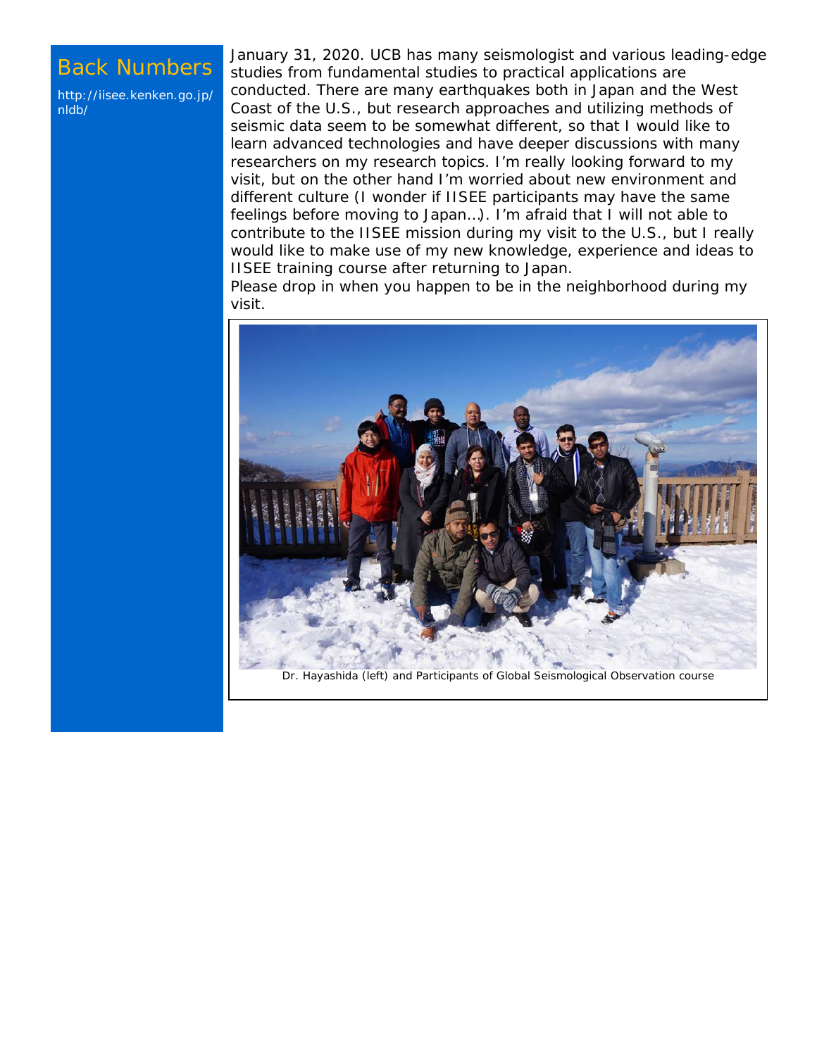## Back Numbers

http://iisee.kenken.go.jp/nldb/

January 31, 2020. UCB has many seismologist and various leading-edge studies from fundamental studies to practical applications are conducted. There are many earthquakes both in Japan and the West Coast of the U.S., but research approaches and utilizing methods of seismic data seem to be somewhat different, so that I would like to learn advanced technologies and have deeper discussions with many researchers on my research topics. I'm really looking forward to my visit, but on the other hand I'm worried about new environment and different culture (I wonder if IISEE participants may have the same feelings before moving to Japan…). I'm afraid that I will not able to contribute to the IISEE mission during my visit to the U.S., but I really would like to make use of my new knowledge, experience and ideas to IISEE training course after returning to Japan.

Please drop in when you happen to be in the neighborhood during my visit.

Dr. Hayashida (left) and Participants of Global Seismological Observation course